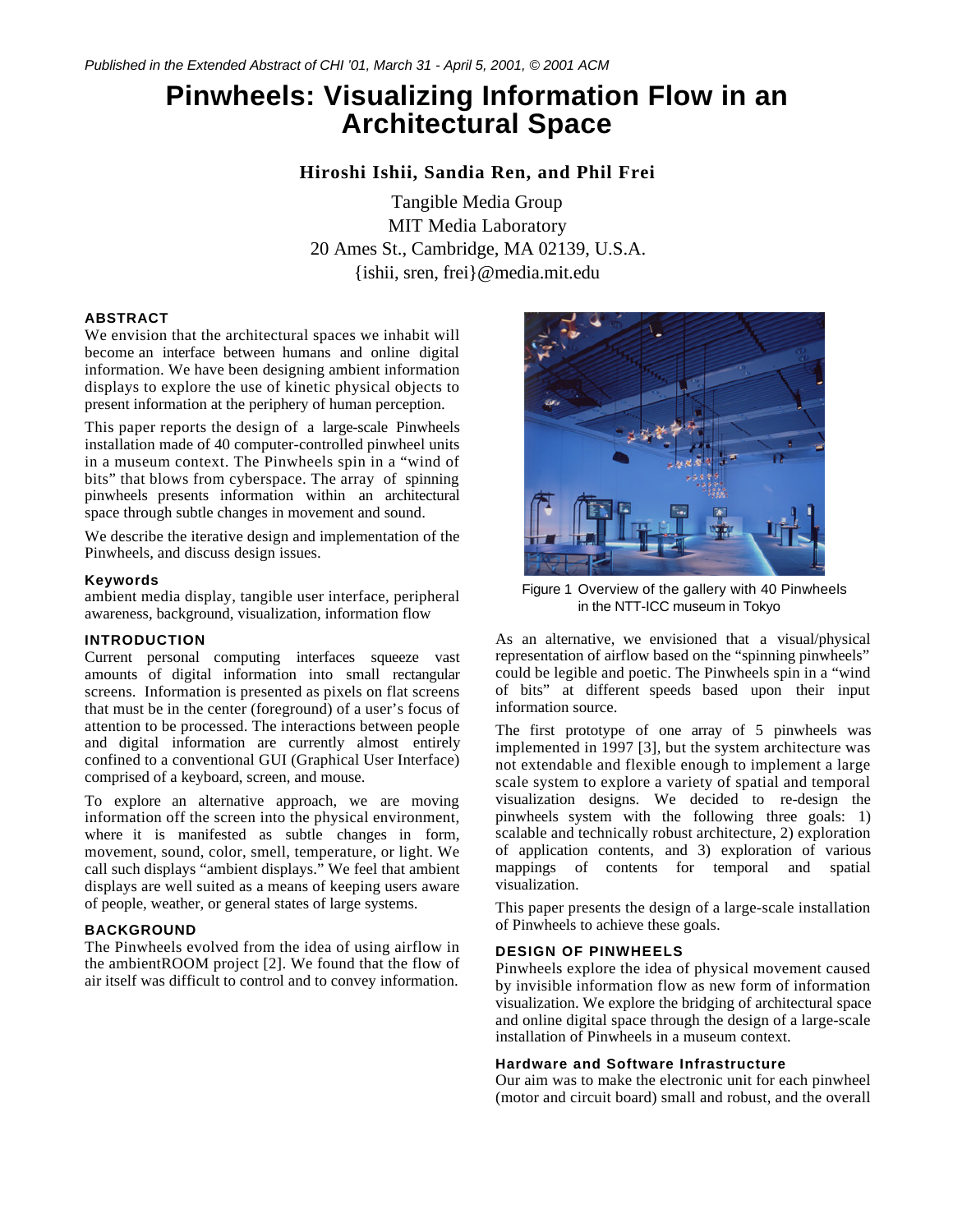*Published in the Extended Abstract of CHI '01, March 31 - April 5, 2001, © 2001 ACM*

# Pinwheels: Visualizing Information Flow in an Architectural Space

**Hiroshi Ishii, Sandia Ren, and Phil Frei**

Tangible Media Group
MIT Media Laboratory
20 Ames St., Cambridge, MA 02139, U.S.A.
{ishii, sren, frei}@media.mit.edu

## ABSTRACT

We envision that the architectural spaces we inhabit will become an interface between humans and online digital information. We have been designing ambient information displays to explore the use of kinetic physical objects to present information at the periphery of human perception.

This paper reports the design of a large-scale Pinwheels installation made of 40 computer-controlled pinwheel units in a museum context. The Pinwheels spin in a "wind of bits" that blows from cyberspace. The array of spinning pinwheels presents information within an architectural space through subtle changes in movement and sound.

We describe the iterative design and implementation of the Pinwheels, and discuss design issues.

### Keywords

ambient media display, tangible user interface, peripheral awareness, background, visualization, information flow

## INTRODUCTION

Current personal computing interfaces squeeze vast amounts of digital information into small rectangular screens. Information is presented as pixels on flat screens that must be in the center (foreground) of a user's focus of attention to be processed. The interactions between people and digital information are currently almost entirely confined to a conventional GUI (Graphical User Interface) comprised of a keyboard, screen, and mouse.

To explore an alternative approach, we are moving information off the screen into the physical environment, where it is manifested as subtle changes in form, movement, sound, color, smell, temperature, or light. We call such displays "ambient displays." We feel that ambient displays are well suited as a means of keeping users aware of people, weather, or general states of large systems.

## BACKGROUND

The Pinwheels evolved from the idea of using airflow in the ambientROOM project [2]. We found that the flow of air itself was difficult to control and to convey information.

Figure 1 Overview of the gallery with 40 Pinwheels in the NTT-ICC museum in Tokyo

As an alternative, we envisioned that a visual/physical representation of airflow based on the "spinning pinwheels" could be legible and poetic. The Pinwheels spin in a "wind of bits" at different speeds based upon their input information source.

The first prototype of one array of 5 pinwheels was implemented in 1997 [3], but the system architecture was not extendable and flexible enough to implement a large scale system to explore a variety of spatial and temporal visualization designs. We decided to re-design the pinwheels system with the following three goals: 1) scalable and technically robust architecture, 2) exploration of application contents, and 3) exploration of various mappings of contents for temporal and spatial visualization.

This paper presents the design of a large-scale installation of Pinwheels to achieve these goals.

## DESIGN OF PINWHEELS

Pinwheels explore the idea of physical movement caused by invisible information flow as new form of information visualization. We explore the bridging of architectural space and online digital space through the design of a large-scale installation of Pinwheels in a museum context.

### Hardware and Software Infrastructure

Our aim was to make the electronic unit for each pinwheel (motor and circuit board) small and robust, and the overall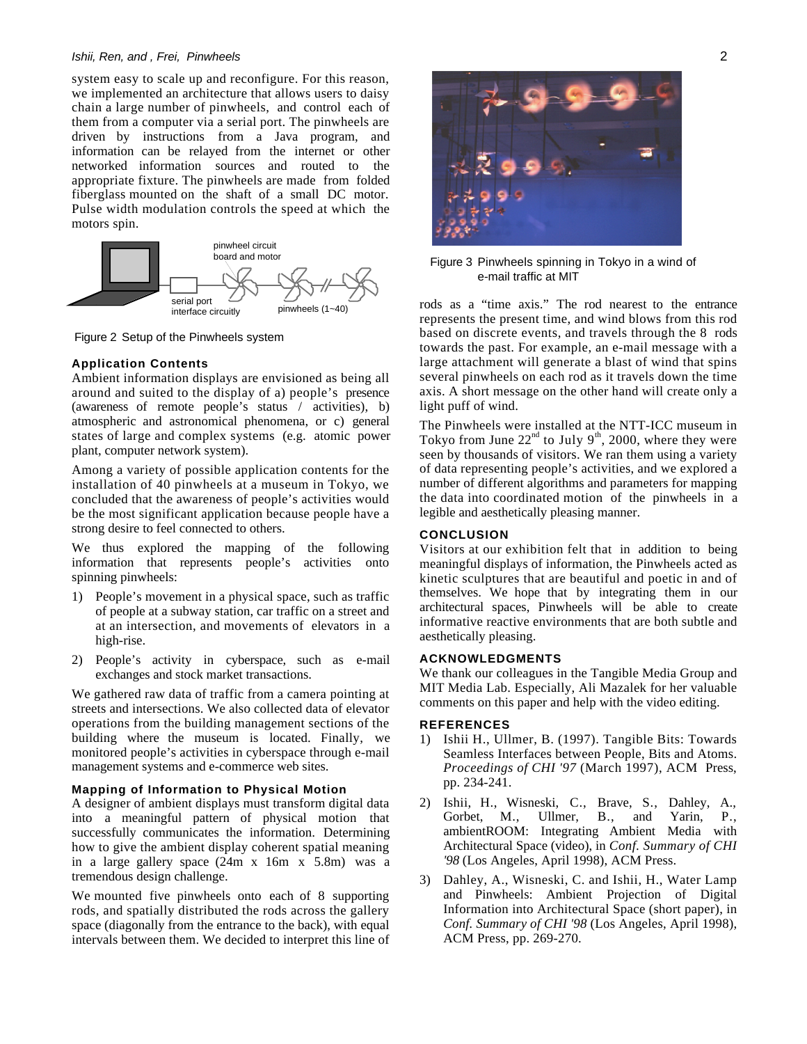system easy to scale up and reconfigure. For this reason, we implemented an architecture that allows users to daisy chain a large number of pinwheels, and control each of them from a computer via a serial port. The pinwheels are driven by instructions from a Java program, and information can be relayed from the internet or other networked information sources and routed to the appropriate fixture. The pinwheels are made from folded fiberglass mounted on the shaft of a small DC motor. Pulse width modulation controls the speed at which the motors spin.

pinwheel circuit board and motor

serial port interface circuitly

pinwheels (1~40)

Figure 2 Setup of the Pinwheels system

### Application Contents

Ambient information displays are envisioned as being all around and suited to the display of a) people's presence (awareness of remote people's status / activities), b) atmospheric and astronomical phenomena, or c) general states of large and complex systems (e.g. atomic power plant, computer network system).

Among a variety of possible application contents for the installation of 40 pinwheels at a museum in Tokyo, we concluded that the awareness of people's activities would be the most significant application because people have a strong desire to feel connected to others.

We thus explored the mapping of the following information that represents people's activities onto spinning pinwheels:

1) People's movement in a physical space, such as traffic of people at a subway station, car traffic on a street and at an intersection, and movements of elevators in a high-rise.
2) People's activity in cyberspace, such as e-mail exchanges and stock market transactions.

We gathered raw data of traffic from a camera pointing at streets and intersections. We also collected data of elevator operations from the building management sections of the building where the museum is located. Finally, we monitored people's activities in cyberspace through e-mail management systems and e-commerce web sites.

### Mapping of Information to Physical Motion

A designer of ambient displays must transform digital data into a meaningful pattern of physical motion that successfully communicates the information. Determining how to give the ambient display coherent spatial meaning in a large gallery space (24m x 16m x 5.8m) was a tremendous design challenge.

We mounted five pinwheels onto each of 8 supporting rods, and spatially distributed the rods across the gallery space (diagonally from the entrance to the back), with equal intervals between them. We decided to interpret this line of rods as a "time axis." The rod nearest to the entrance represents the present time, and wind blows from this rod based on discrete events, and travels through the 8 rods towards the past. For example, an e-mail message with a large attachment will generate a blast of wind that spins several pinwheels on each rod as it travels down the time axis. A short message on the other hand will create only a light puff of wind.

Figure 3 Pinwheels spinning in Tokyo in a wind of e-mail traffic at MIT

The Pinwheels were installed at the NTT-ICC museum in Tokyo from June 22nd to July 9th, 2000, where they were seen by thousands of visitors. We ran them using a variety of data representing people's activities, and we explored a number of different algorithms and parameters for mapping the data into coordinated motion of the pinwheels in a legible and aesthetically pleasing manner.

## CONCLUSION

Visitors at our exhibition felt that in addition to being meaningful displays of information, the Pinwheels acted as kinetic sculptures that are beautiful and poetic in and of themselves. We hope that by integrating them in our architectural spaces, Pinwheels will be able to create informative reactive environments that are both subtle and aesthetically pleasing.

## ACKNOWLEDGMENTS

We thank our colleagues in the Tangible Media Group and MIT Media Lab. Especially, Ali Mazalek for her valuable comments on this paper and help with the video editing.

## REFERENCES

1) Ishii H., Ullmer, B. (1997). Tangible Bits: Towards Seamless Interfaces between People, Bits and Atoms. *Proceedings of CHI '97* (March 1997), ACM Press, pp. 234-241.
2) Ishii, H., Wisneski, C., Brave, S., Dahley, A., Gorbet, M., Ullmer, B., and Yarin, P., ambientROOM: Integrating Ambient Media with Architectural Space (video), in *Conf. Summary of CHI '98* (Los Angeles, April 1998), ACM Press.
3) Dahley, A., Wisneski, C. and Ishii, H., Water Lamp and Pinwheels: Ambient Projection of Digital Information into Architectural Space (short paper), in *Conf. Summary of CHI '98* (Los Angeles, April 1998), ACM Press, pp. 269-270.